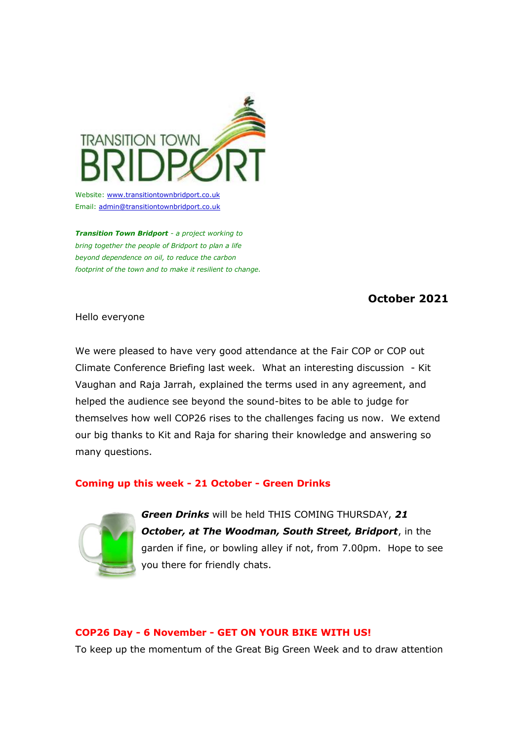TRANSITION TOWN BRIDPORT

Website: www.transitiontownbridport.co.uk
Email: admin@transitiontownbridport.co.uk

***Transition Town Bridport*** *- a project working to bring together the people of Bridport to plan a life beyond dependence on oil, to reduce the carbon footprint of the town and to make it resilient to change.*

**October 2021**

Hello everyone

We were pleased to have very good attendance at the Fair COP or COP out Climate Conference Briefing last week. What an interesting discussion - Kit Vaughan and Raja Jarrah, explained the terms used in any agreement, and helped the audience see beyond the sound-bites to be able to judge for themselves how well COP26 rises to the challenges facing us now. We extend our big thanks to Kit and Raja for sharing their knowledge and answering so many questions.

## Coming up this week - 21 October - Green Drinks

***Green Drinks*** will be held THIS COMING THURSDAY, ***21 October, at The Woodman, South Street, Bridport***, in the garden if fine, or bowling alley if not, from 7.00pm. Hope to see you there for friendly chats.

## COP26 Day - 6 November - GET ON YOUR BIKE WITH US!

To keep up the momentum of the Great Big Green Week and to draw attention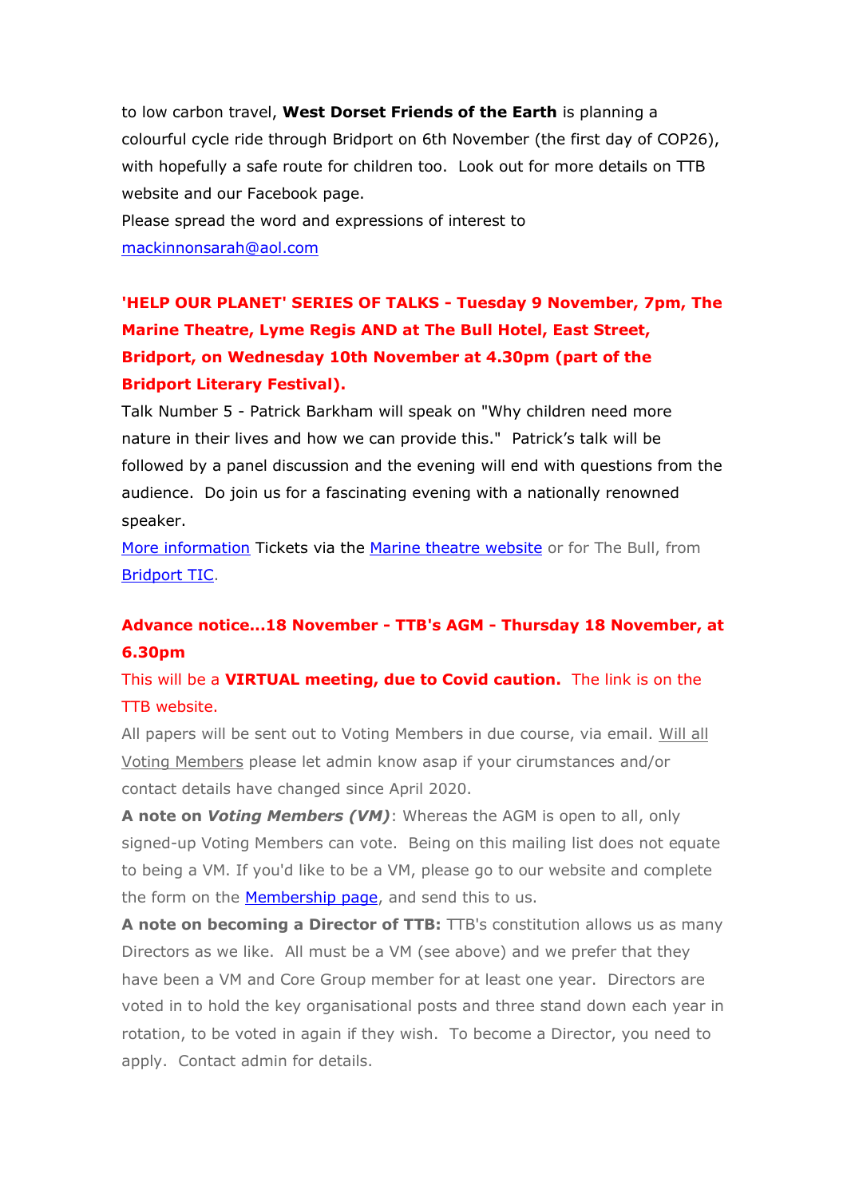to low carbon travel, **West Dorset Friends of the Earth** is planning a colourful cycle ride through Bridport on 6th November (the first day of COP26), with hopefully a safe route for children too.  Look out for more details on TTB website and our Facebook page.
Please spread the word and expressions of interest to [mackinnonsarah@aol.com](mailto:mackinnonsarah@aol.com)

**'HELP OUR PLANET' SERIES OF TALKS - Tuesday 9 November, 7pm, The Marine Theatre, Lyme Regis AND at The Bull Hotel, East Street, Bridport, on Wednesday 10th November at 4.30pm (part of the Bridport Literary Festival).**

Talk Number 5 - Patrick Barkham will speak on "Why children need more nature in their lives and how we can provide this."  Patrick's talk will be followed by a panel discussion and the evening will end with questions from the audience.  Do join us for a fascinating evening with a nationally renowned speaker.
[More information](#) Tickets via the [Marine theatre website](#) or for The Bull, from [Bridport TIC](#).

**Advance notice...18 November - TTB's AGM - Thursday 18 November, at 6.30pm**

This will be a **VIRTUAL meeting, due to Covid caution.**  The link is on the TTB website.

All papers will be sent out to Voting Members in due course, via email. Will all Voting Members please let admin know asap if your cirumstances and/or contact details have changed since April 2020.

**A note on *Voting Members (VM)***: Whereas the AGM is open to all, only signed-up Voting Members can vote.  Being on this mailing list does not equate to being a VM. If you'd like to be a VM, please go to our website and complete the form on the [Membership page](#), and send this to us.

**A note on becoming a Director of TTB:** TTB's constitution allows us as many Directors as we like.  All must be a VM (see above) and we prefer that they have been a VM and Core Group member for at least one year.  Directors are voted in to hold the key organisational posts and three stand down each year in rotation, to be voted in again if they wish.  To become a Director, you need to apply.  Contact admin for details.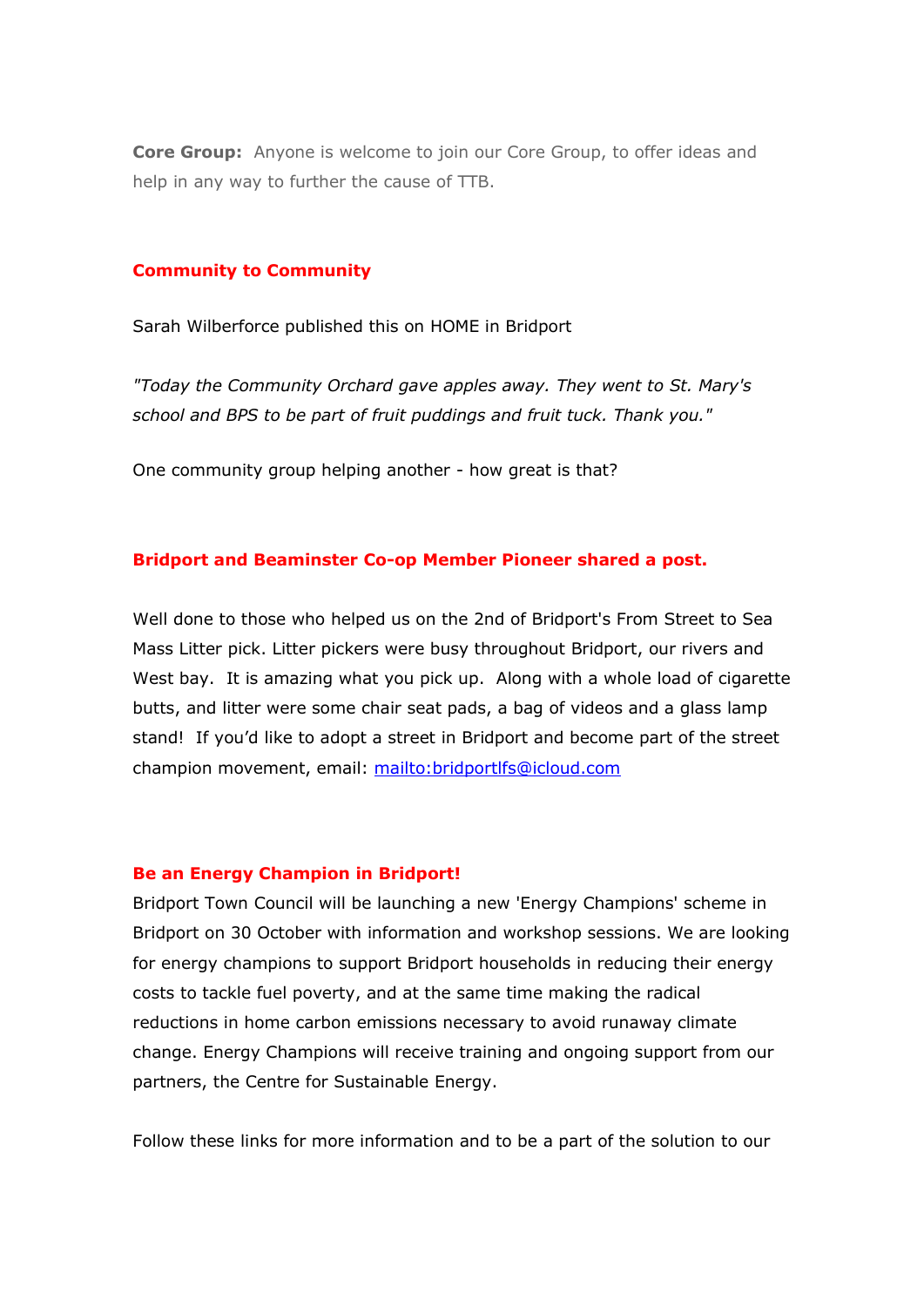**Core Group:** Anyone is welcome to join our Core Group, to offer ideas and help in any way to further the cause of TTB.

**Community to Community**

Sarah Wilberforce published this on HOME in Bridport

*"Today the Community Orchard gave apples away. They went to St. Mary's school and BPS to be part of fruit puddings and fruit tuck. Thank you."*

One community group helping another - how great is that?

**Bridport and Beaminster Co-op Member Pioneer shared a post.**

Well done to those who helped us on the 2nd of Bridport's From Street to Sea Mass Litter pick. Litter pickers were busy throughout Bridport, our rivers and West bay. It is amazing what you pick up. Along with a whole load of cigarette butts, and litter were some chair seat pads, a bag of videos and a glass lamp stand! If you'd like to adopt a street in Bridport and become part of the street champion movement, email: [mailto:bridportlfs@icloud.com](mailto:bridportlfs@icloud.com)

**Be an Energy Champion in Bridport!**

Bridport Town Council will be launching a new 'Energy Champions' scheme in Bridport on 30 October with information and workshop sessions. We are looking for energy champions to support Bridport households in reducing their energy costs to tackle fuel poverty, and at the same time making the radical reductions in home carbon emissions necessary to avoid runaway climate change. Energy Champions will receive training and ongoing support from our partners, the Centre for Sustainable Energy.

Follow these links for more information and to be a part of the solution to our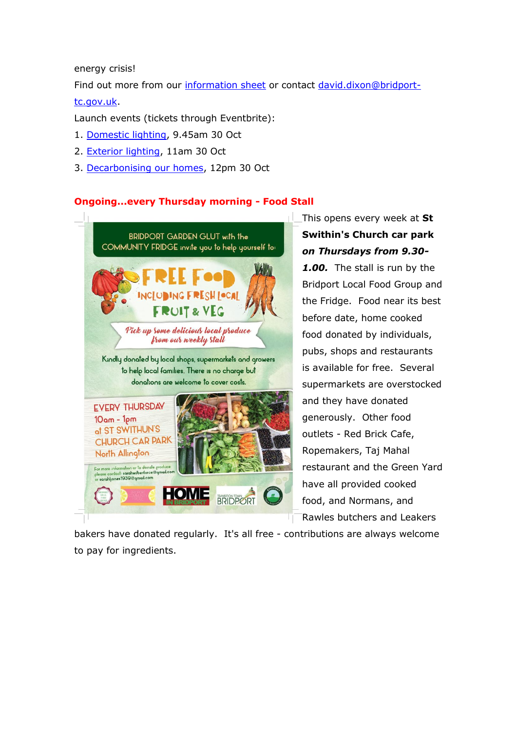energy crisis!
Find out more from our information sheet or contact david.dixon@bridport-tc.gov.uk.
Launch events (tickets through Eventbrite):

1. Domestic lighting, 9.45am 30 Oct
2. Exterior lighting, 11am 30 Oct
3. Decarbonising our homes, 12pm 30 Oct

### Ongoing...every Thursday morning - Food Stall

This opens every week at **St Swithin's Church car park *on Thursdays from 9.30-1.00.*** The stall is run by the Bridport Local Food Group and the Fridge. Food near its best before date, home cooked food donated by individuals, pubs, shops and restaurants is available for free. Several supermarkets are overstocked and they have donated generously. Other food outlets - Red Brick Cafe, Ropemakers, Taj Mahal restaurant and the Green Yard have all provided cooked food, and Normans, and Rawles butchers and Leakers bakers have donated regularly. It's all free - contributions are always welcome to pay for ingredients.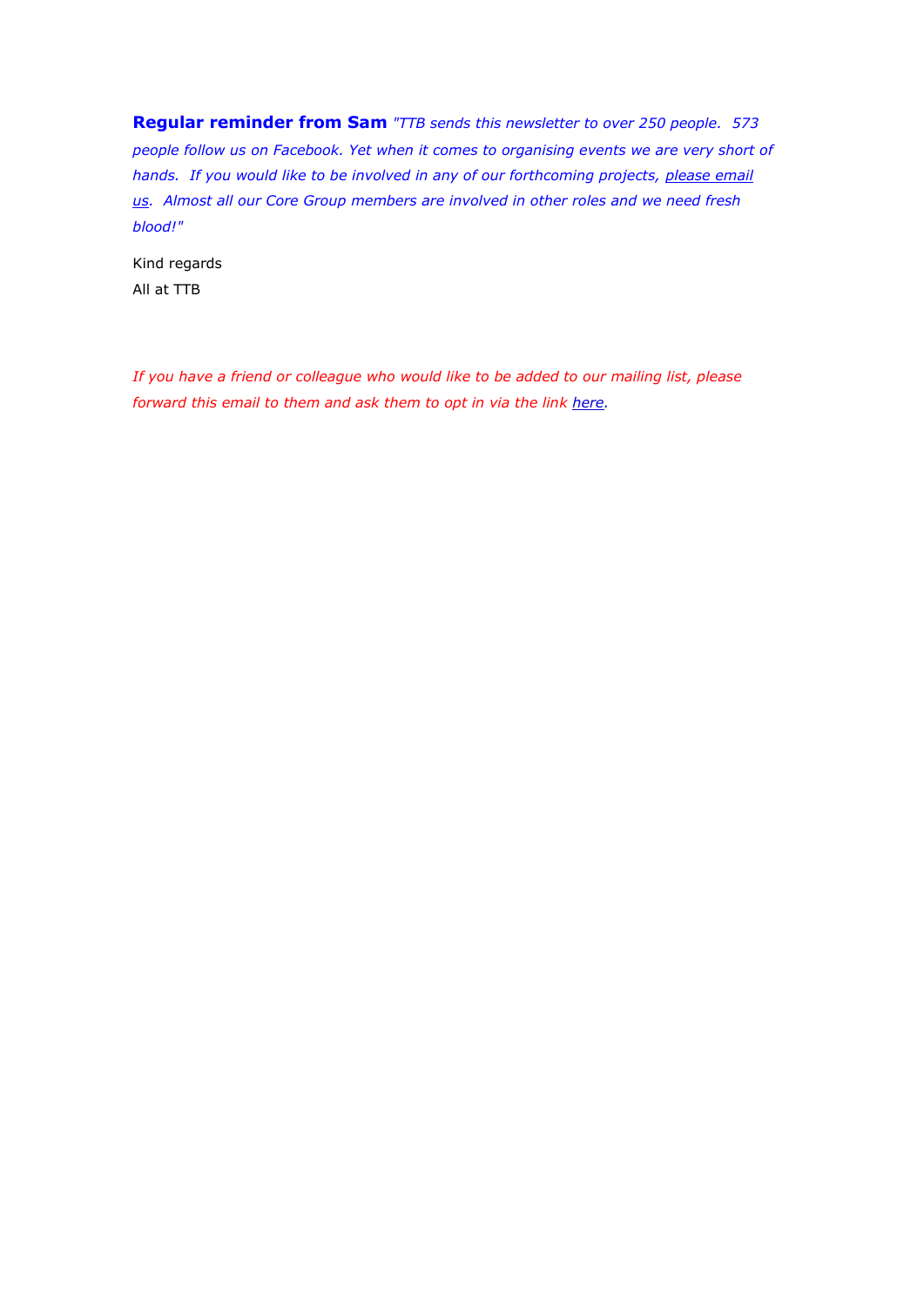**Regular reminder from Sam** *"TTB sends this newsletter to over 250 people. 573 people follow us on Facebook. Yet when it comes to organising events we are very short of hands. If you would like to be involved in any of our forthcoming projects, please email us. Almost all our Core Group members are involved in other roles and we need fresh blood!"*

Kind regards
All at TTB

*If you have a friend or colleague who would like to be added to our mailing list, please forward this email to them and ask them to opt in via the link here.*